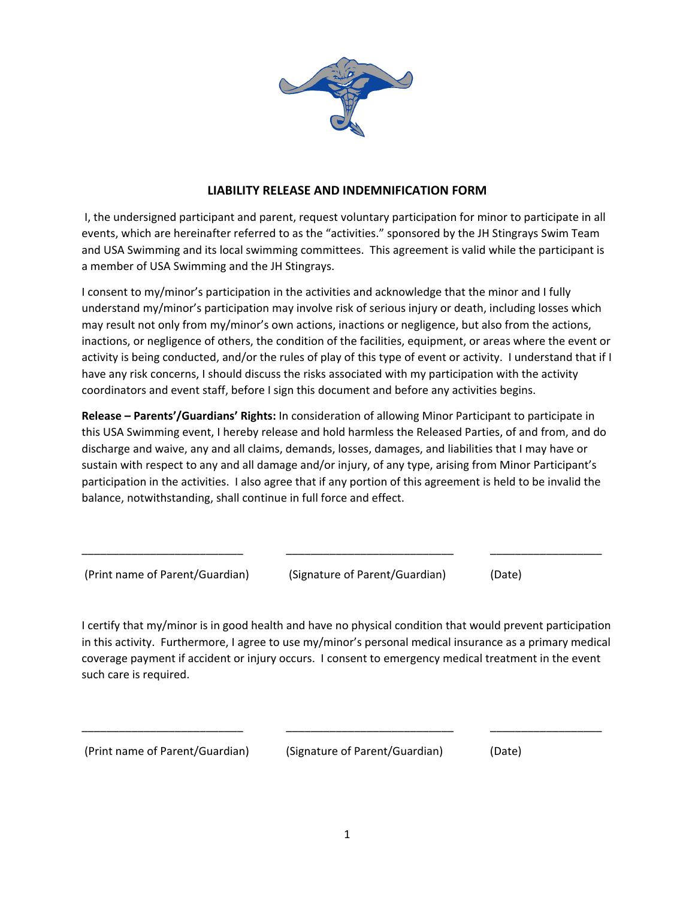## LIABILITY RELEASE AND INDEMNIFICATION FORM

I, the undersigned participant and parent, request voluntary participation for minor to participate in all events, which are hereinafter referred to as the "activities." sponsored by the JH Stingrays Swim Team and USA Swimming and its local swimming committees. This agreement is valid while the participant is a member of USA Swimming and the JH Stingrays.

I consent to my/minor's participation in the activities and acknowledge that the minor and I fully understand my/minor's participation may involve risk of serious injury or death, including losses which may result not only from my/minor's own actions, inactions or negligence, but also from the actions, inactions, or negligence of others, the condition of the facilities, equipment, or areas where the event or activity is being conducted, and/or the rules of play of this type of event or activity. I understand that if I have any risk concerns, I should discuss the risks associated with my participation with the activity coordinators and event staff, before I sign this document and before any activities begins.

**Release – Parents'/Guardians' Rights:** In consideration of allowing Minor Participant to participate in this USA Swimming event, I hereby release and hold harmless the Released Parties, of and from, and do discharge and waive, any and all claims, demands, losses, damages, and liabilities that I may have or sustain with respect to any and all damage and/or injury, of any type, arising from Minor Participant's participation in the activities. I also agree that if any portion of this agreement is held to be invalid the balance, notwithstanding, shall continue in full force and effect.

\_\_\_\_\_\_\_\_\_\_\_\_\_\_\_\_\_\_\_\_\_\_\_\_\_\_ \_\_\_\_\_\_\_\_\_\_\_\_\_\_\_\_\_\_\_\_\_\_\_\_\_\_\_ \_\_\_\_\_\_\_\_\_\_\_\_\_\_\_\_\_\_

(Print name of Parent/Guardian) (Signature of Parent/Guardian) (Date)

I certify that my/minor is in good health and have no physical condition that would prevent participation in this activity. Furthermore, I agree to use my/minor's personal medical insurance as a primary medical coverage payment if accident or injury occurs. I consent to emergency medical treatment in the event such care is required.

\_\_\_\_\_\_\_\_\_\_\_\_\_\_\_\_\_\_\_\_\_\_\_\_\_\_ \_\_\_\_\_\_\_\_\_\_\_\_\_\_\_\_\_\_\_\_\_\_\_\_\_\_\_ \_\_\_\_\_\_\_\_\_\_\_\_\_\_\_\_\_\_

(Print name of Parent/Guardian) (Signature of Parent/Guardian) (Date)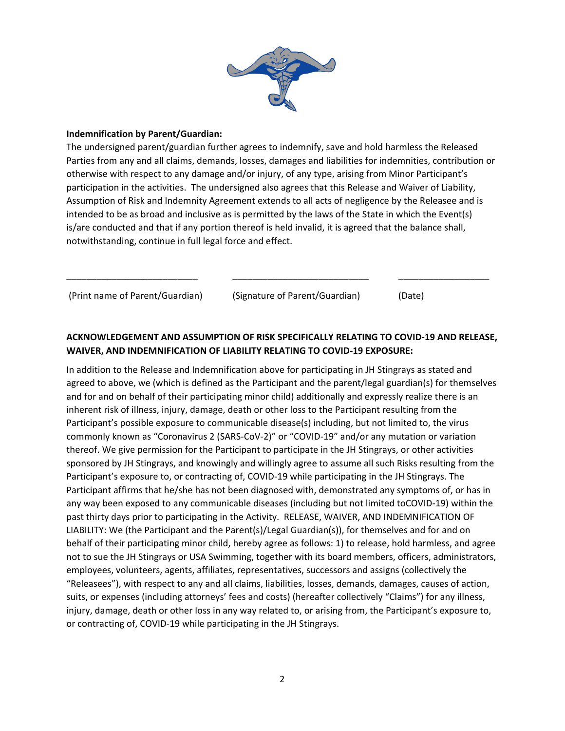**Indemnification by Parent/Guardian:**

The undersigned parent/guardian further agrees to indemnify, save and hold harmless the Released Parties from any and all claims, demands, losses, damages and liabilities for indemnities, contribution or otherwise with respect to any damage and/or injury, of any type, arising from Minor Participant's participation in the activities. The undersigned also agrees that this Release and Waiver of Liability, Assumption of Risk and Indemnity Agreement extends to all acts of negligence by the Releasee and is intended to be as broad and inclusive as is permitted by the laws of the State in which the Event(s) is/are conducted and that if any portion thereof is held invalid, it is agreed that the balance shall, notwithstanding, continue in full legal force and effect.

| \_\_\_\_\_\_\_\_\_\_\_\_\_\_\_\_\_\_\_\_\_\_\_\_\_\_ | \_\_\_\_\_\_\_\_\_\_\_\_\_\_\_\_\_\_\_\_\_\_\_\_\_\_ | \_\_\_\_\_\_\_\_\_\_\_\_\_\_\_\_\_\_ |
|---|---|---|
| (Print name of Parent/Guardian) | (Signature of Parent/Guardian) | (Date) |

**ACKNOWLEDGEMENT AND ASSUMPTION OF RISK SPECIFICALLY RELATING TO COVID-19 AND RELEASE, WAIVER, AND INDEMNIFICATION OF LIABILITY RELATING TO COVID-19 EXPOSURE:**

In addition to the Release and Indemnification above for participating in JH Stingrays as stated and agreed to above, we (which is defined as the Participant and the parent/legal guardian(s) for themselves and for and on behalf of their participating minor child) additionally and expressly realize there is an inherent risk of illness, injury, damage, death or other loss to the Participant resulting from the Participant's possible exposure to communicable disease(s) including, but not limited to, the virus commonly known as "Coronavirus 2 (SARS-CoV-2)" or "COVID-19" and/or any mutation or variation thereof. We give permission for the Participant to participate in the JH Stingrays, or other activities sponsored by JH Stingrays, and knowingly and willingly agree to assume all such Risks resulting from the Participant's exposure to, or contracting of, COVID-19 while participating in the JH Stingrays. The Participant affirms that he/she has not been diagnosed with, demonstrated any symptoms of, or has in any way been exposed to any communicable diseases (including but not limited toCOVID-19) within the past thirty days prior to participating in the Activity. RELEASE, WAIVER, AND INDEMNIFICATION OF LIABILITY: We (the Participant and the Parent(s)/Legal Guardian(s)), for themselves and for and on behalf of their participating minor child, hereby agree as follows: 1) to release, hold harmless, and agree not to sue the JH Stingrays or USA Swimming, together with its board members, officers, administrators, employees, volunteers, agents, affiliates, representatives, successors and assigns (collectively the "Releasees"), with respect to any and all claims, liabilities, losses, demands, damages, causes of action, suits, or expenses (including attorneys' fees and costs) (hereafter collectively "Claims") for any illness, injury, damage, death or other loss in any way related to, or arising from, the Participant's exposure to, or contracting of, COVID-19 while participating in the JH Stingrays.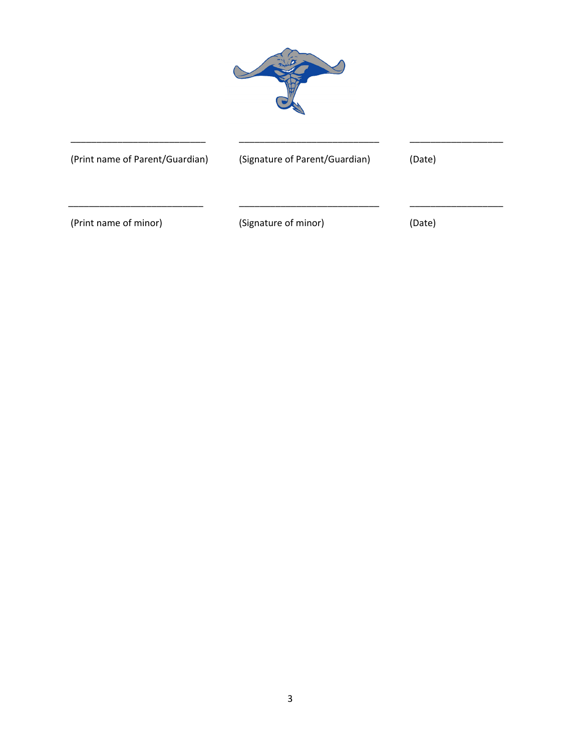| | | |
|---|---|---|
| ___________________________ | ____________________________ | ___________________ |
| (Print name of Parent/Guardian) | (Signature of Parent/Guardian) | (Date) |
| ___________________________ | ____________________________ | ___________________ |
| (Print name of minor) | (Signature of minor) | (Date) |